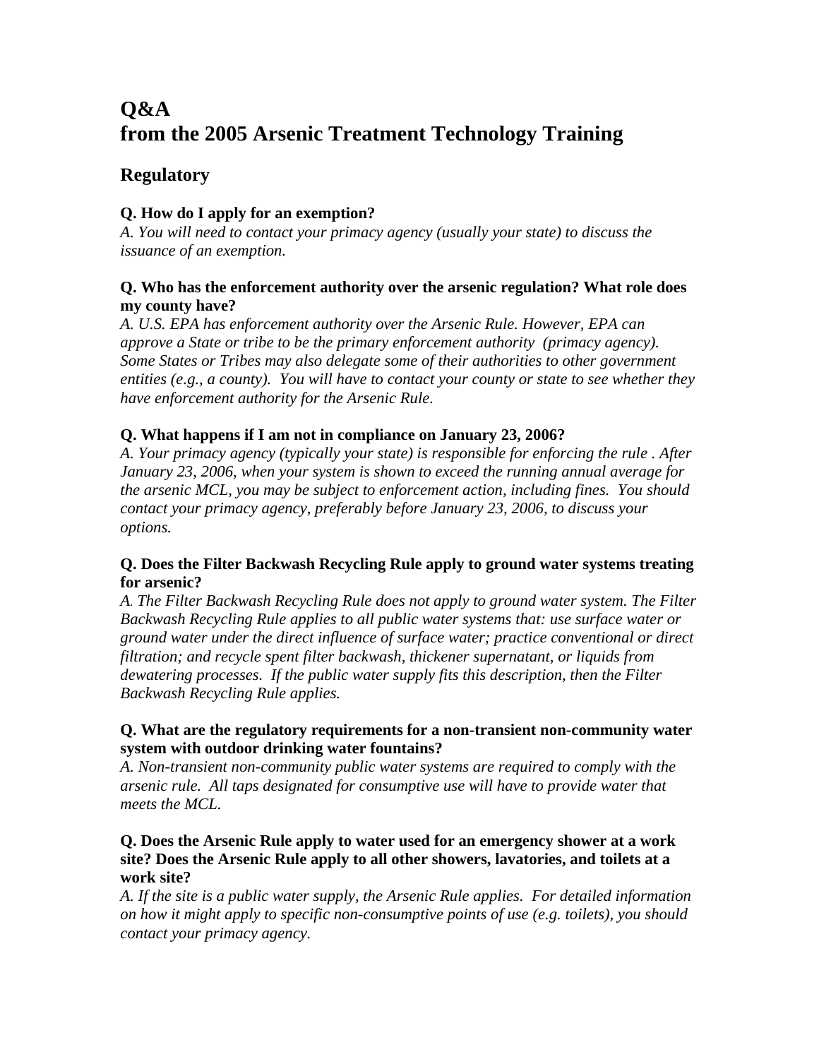# Q&A
# from the 2005 Arsenic Treatment Technology Training

## Regulatory

**Q. How do I apply for an exemption?**
*A. You will need to contact your primacy agency (usually your state) to discuss the issuance of an exemption.*

**Q. Who has the enforcement authority over the arsenic regulation? What role does my county have?**
*A. U.S. EPA has enforcement authority over the Arsenic Rule. However, EPA can approve a State or tribe to be the primary enforcement authority (primacy agency). Some States or Tribes may also delegate some of their authorities to other government entities (e.g., a county). You will have to contact your county or state to see whether they have enforcement authority for the Arsenic Rule.*

**Q. What happens if I am not in compliance on January 23, 2006?**
*A. Your primacy agency (typically your state) is responsible for enforcing the rule . After January 23, 2006, when your system is shown to exceed the running annual average for the arsenic MCL, you may be subject to enforcement action, including fines. You should contact your primacy agency, preferably before January 23, 2006, to discuss your options.*

**Q. Does the Filter Backwash Recycling Rule apply to ground water systems treating for arsenic?**
*A. The Filter Backwash Recycling Rule does not apply to ground water system. The Filter Backwash Recycling Rule applies to all public water systems that: use surface water or ground water under the direct influence of surface water; practice conventional or direct filtration; and recycle spent filter backwash, thickener supernatant, or liquids from dewatering processes. If the public water supply fits this description, then the Filter Backwash Recycling Rule applies.*

**Q. What are the regulatory requirements for a non-transient non-community water system with outdoor drinking water fountains?**
*A. Non-transient non-community public water systems are required to comply with the arsenic rule. All taps designated for consumptive use will have to provide water that meets the MCL.*

**Q. Does the Arsenic Rule apply to water used for an emergency shower at a work site? Does the Arsenic Rule apply to all other showers, lavatories, and toilets at a work site?**
*A. If the site is a public water supply, the Arsenic Rule applies. For detailed information on how it might apply to specific non-consumptive points of use (e.g. toilets), you should contact your primacy agency.*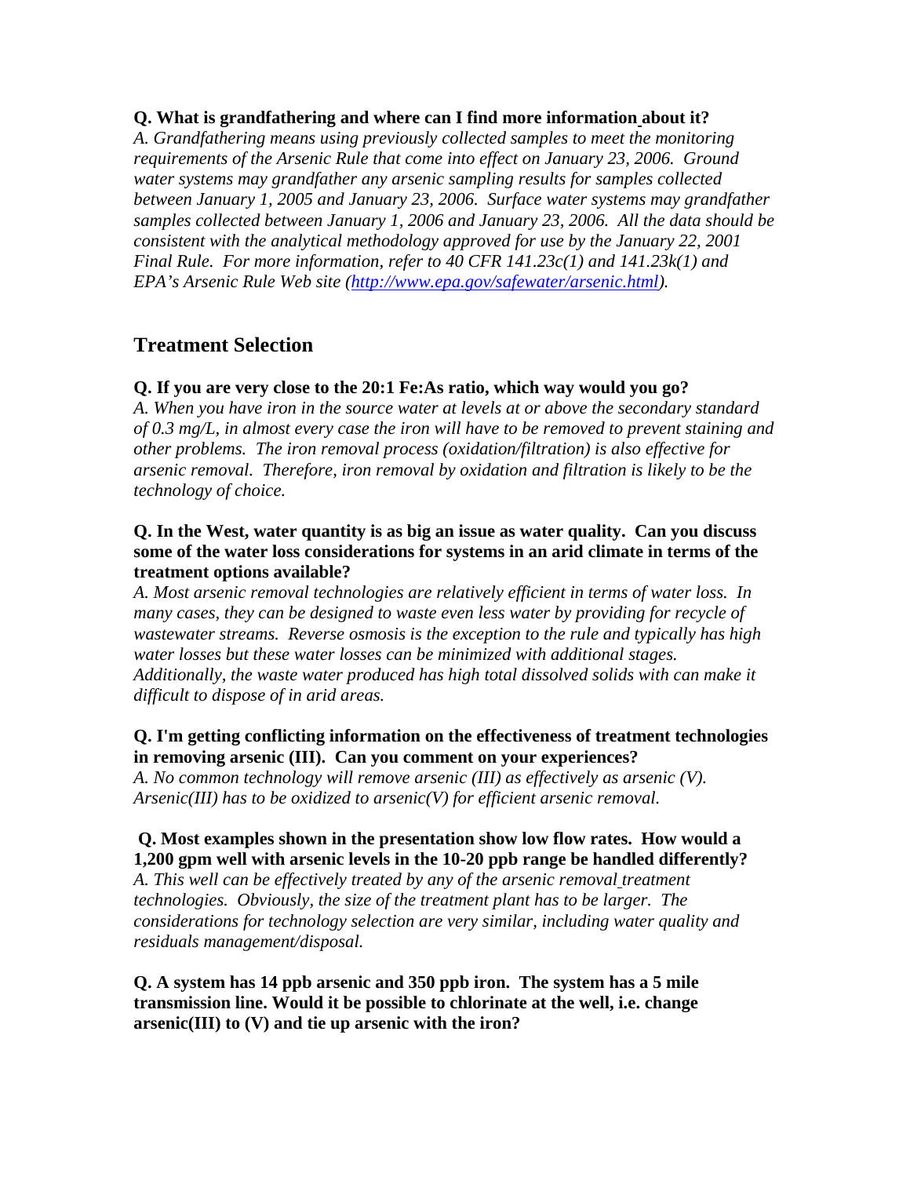**Q. What is grandfathering and where can I find more information about it?**
*A. Grandfathering means using previously collected samples to meet the monitoring requirements of the Arsenic Rule that come into effect on January 23, 2006. Ground water systems may grandfather any arsenic sampling results for samples collected between January 1, 2005 and January 23, 2006. Surface water systems may grandfather samples collected between January 1, 2006 and January 23, 2006. All the data should be consistent with the analytical methodology approved for use by the January 22, 2001 Final Rule. For more information, refer to 40 CFR 141.23c(1) and 141.23k(1) and EPA's Arsenic Rule Web site ([http://www.epa.gov/safewater/arsenic.html](http://www.epa.gov/safewater/arsenic.html)).*

## Treatment Selection

**Q. If you are very close to the 20:1 Fe:As ratio, which way would you go?**
*A. When you have iron in the source water at levels at or above the secondary standard of 0.3 mg/L, in almost every case the iron will have to be removed to prevent staining and other problems. The iron removal process (oxidation/filtration) is also effective for arsenic removal. Therefore, iron removal by oxidation and filtration is likely to be the technology of choice.*

**Q. In the West, water quantity is as big an issue as water quality. Can you discuss some of the water loss considerations for systems in an arid climate in terms of the treatment options available?**
*A. Most arsenic removal technologies are relatively efficient in terms of water loss. In many cases, they can be designed to waste even less water by providing for recycle of wastewater streams. Reverse osmosis is the exception to the rule and typically has high water losses but these water losses can be minimized with additional stages. Additionally, the waste water produced has high total dissolved solids with can make it difficult to dispose of in arid areas.*

**Q. I'm getting conflicting information on the effectiveness of treatment technologies in removing arsenic (III). Can you comment on your experiences?**
*A. No common technology will remove arsenic (III) as effectively as arsenic (V). Arsenic(III) has to be oxidized to arsenic(V) for efficient arsenic removal.*

**Q. Most examples shown in the presentation show low flow rates. How would a 1,200 gpm well with arsenic levels in the 10-20 ppb range be handled differently?**
*A. This well can be effectively treated by any of the arsenic removal treatment technologies. Obviously, the size of the treatment plant has to be larger. The considerations for technology selection are very similar, including water quality and residuals management/disposal.*

**Q. A system has 14 ppb arsenic and 350 ppb iron. The system has a 5 mile transmission line. Would it be possible to chlorinate at the well, i.e. change arsenic(III) to (V) and tie up arsenic with the iron?**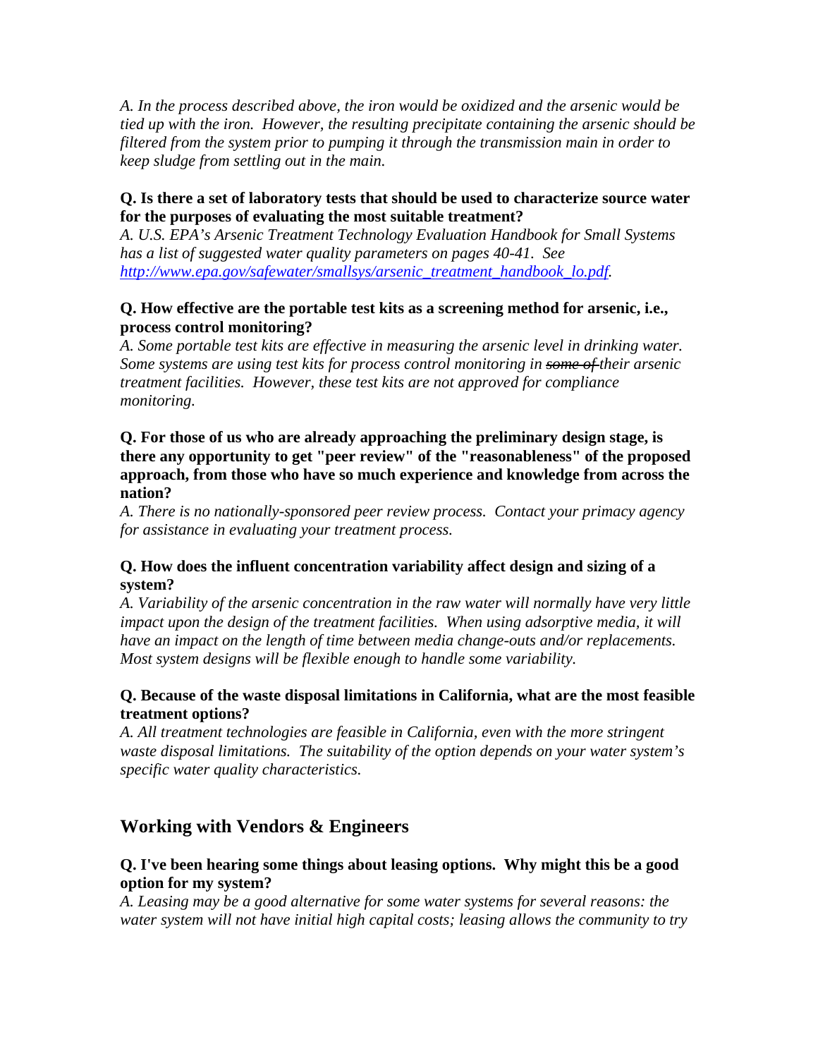*A. In the process described above, the iron would be oxidized and the arsenic would be tied up with the iron. However, the resulting precipitate containing the arsenic should be filtered from the system prior to pumping it through the transmission main in order to keep sludge from settling out in the main.*

**Q. Is there a set of laboratory tests that should be used to characterize source water for the purposes of evaluating the most suitable treatment?**

*A. U.S. EPA's Arsenic Treatment Technology Evaluation Handbook for Small Systems has a list of suggested water quality parameters on pages 40-41. See [http://www.epa.gov/safewater/smallsys/arsenic_treatment_handbook_lo.pdf](http://www.epa.gov/safewater/smallsys/arsenic_treatment_handbook_lo.pdf).*

**Q. How effective are the portable test kits as a screening method for arsenic, i.e., process control monitoring?**

*A. Some portable test kits are effective in measuring the arsenic level in drinking water. Some systems are using test kits for process control monitoring in ~~some of~~ their arsenic treatment facilities. However, these test kits are not approved for compliance monitoring.*

**Q. For those of us who are already approaching the preliminary design stage, is there any opportunity to get "peer review" of the "reasonableness" of the proposed approach, from those who have so much experience and knowledge from across the nation?**

*A. There is no nationally-sponsored peer review process. Contact your primacy agency for assistance in evaluating your treatment process.*

**Q. How does the influent concentration variability affect design and sizing of a system?**

*A. Variability of the arsenic concentration in the raw water will normally have very little impact upon the design of the treatment facilities. When using adsorptive media, it will have an impact on the length of time between media change-outs and/or replacements. Most system designs will be flexible enough to handle some variability.*

**Q. Because of the waste disposal limitations in California, what are the most feasible treatment options?**

*A. All treatment technologies are feasible in California, even with the more stringent waste disposal limitations. The suitability of the option depends on your water system's specific water quality characteristics.*

## Working with Vendors & Engineers

**Q. I've been hearing some things about leasing options. Why might this be a good option for my system?**

*A. Leasing may be a good alternative for some water systems for several reasons: the water system will not have initial high capital costs; leasing allows the community to try*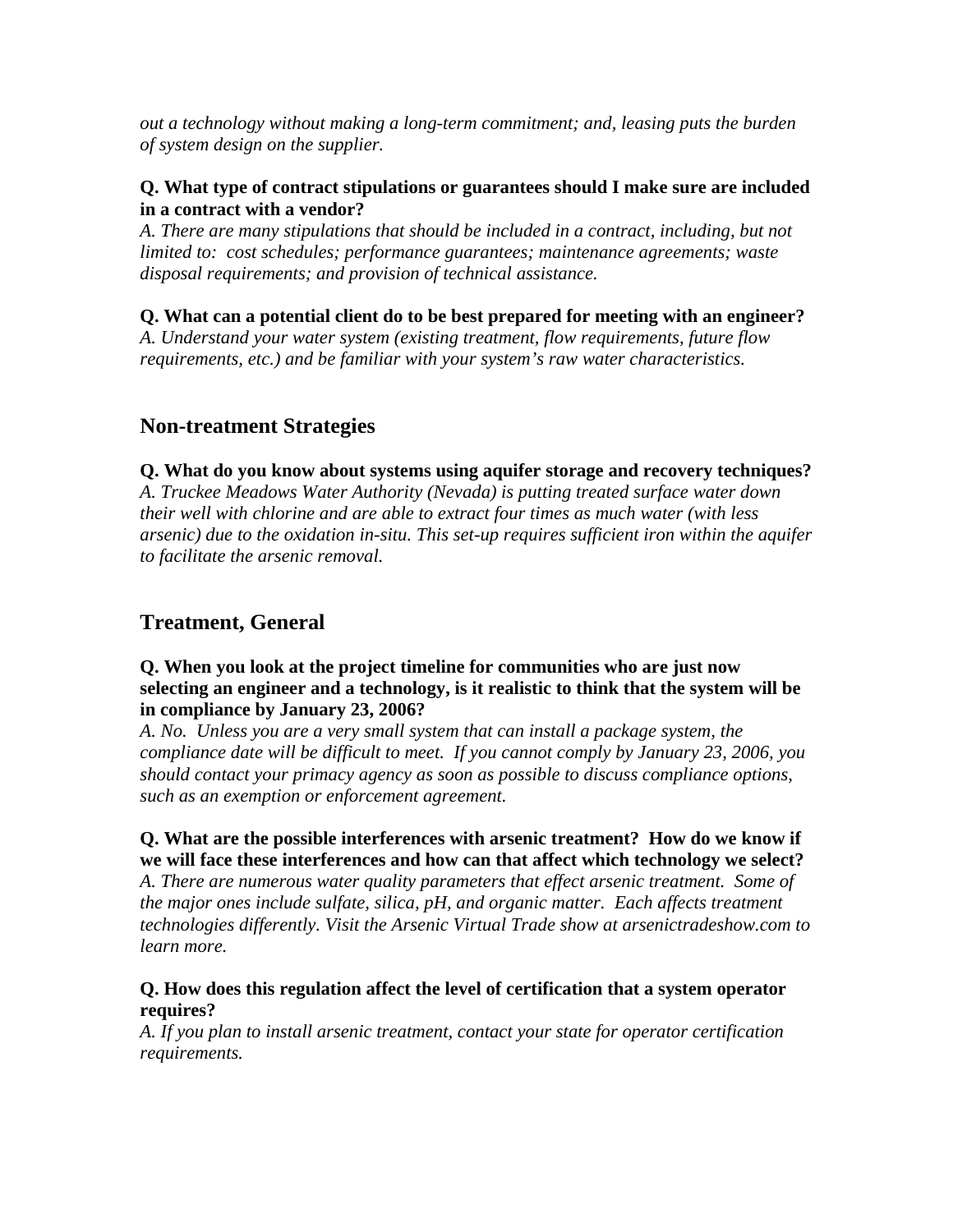*out a technology without making a long-term commitment; and, leasing puts the burden of system design on the supplier.*

**Q. What type of contract stipulations or guarantees should I make sure are included in a contract with a vendor?**
*A. There are many stipulations that should be included in a contract, including, but not limited to: cost schedules; performance guarantees; maintenance agreements; waste disposal requirements; and provision of technical assistance.*

**Q. What can a potential client do to be best prepared for meeting with an engineer?**
*A. Understand your water system (existing treatment, flow requirements, future flow requirements, etc.) and be familiar with your system's raw water characteristics.*

## Non-treatment Strategies

**Q. What do you know about systems using aquifer storage and recovery techniques?**
*A. Truckee Meadows Water Authority (Nevada) is putting treated surface water down their well with chlorine and are able to extract four times as much water (with less arsenic) due to the oxidation in-situ. This set-up requires sufficient iron within the aquifer to facilitate the arsenic removal.*

## Treatment, General

**Q. When you look at the project timeline for communities who are just now selecting an engineer and a technology, is it realistic to think that the system will be in compliance by January 23, 2006?**
*A. No. Unless you are a very small system that can install a package system, the compliance date will be difficult to meet. If you cannot comply by January 23, 2006, you should contact your primacy agency as soon as possible to discuss compliance options, such as an exemption or enforcement agreement.*

**Q. What are the possible interferences with arsenic treatment? How do we know if we will face these interferences and how can that affect which technology we select?**
*A. There are numerous water quality parameters that effect arsenic treatment. Some of the major ones include sulfate, silica, pH, and organic matter. Each affects treatment technologies differently. Visit the Arsenic Virtual Trade show at arsenictradeshow.com to learn more.*

**Q. How does this regulation affect the level of certification that a system operator requires?**
*A. If you plan to install arsenic treatment, contact your state for operator certification requirements.*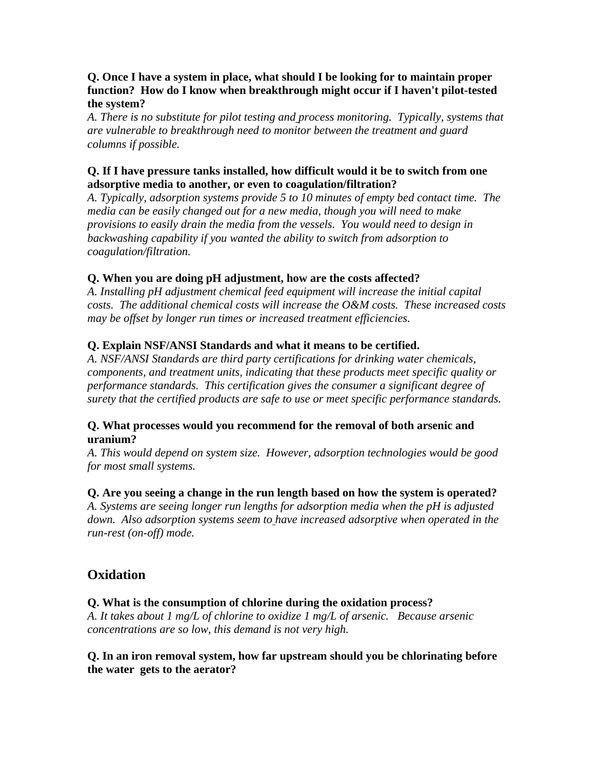**Q. Once I have a system in place, what should I be looking for to maintain proper function? How do I know when breakthrough might occur if I haven't pilot-tested the system?**
*A. There is no substitute for pilot testing and process monitoring. Typically, systems that are vulnerable to breakthrough need to monitor between the treatment and guard columns if possible.*

**Q. If I have pressure tanks installed, how difficult would it be to switch from one adsorptive media to another, or even to coagulation/filtration?**
*A. Typically, adsorption systems provide 5 to 10 minutes of empty bed contact time. The media can be easily changed out for a new media, though you will need to make provisions to easily drain the media from the vessels. You would need to design in backwashing capability if you wanted the ability to switch from adsorption to coagulation/filtration.*

**Q. When you are doing pH adjustment, how are the costs affected?**
*A. Installing pH adjustment chemical feed equipment will increase the initial capital costs. The additional chemical costs will increase the O&M costs. These increased costs may be offset by longer run times or increased treatment efficiencies.*

**Q. Explain NSF/ANSI Standards and what it means to be certified.**
*A. NSF/ANSI Standards are third party certifications for drinking water chemicals, components, and treatment units, indicating that these products meet specific quality or performance standards. This certification gives the consumer a significant degree of surety that the certified products are safe to use or meet specific performance standards.*

**Q. What processes would you recommend for the removal of both arsenic and uranium?**
*A. This would depend on system size. However, adsorption technologies would be good for most small systems.*

**Q. Are you seeing a change in the run length based on how the system is operated?**
*A. Systems are seeing longer run lengths for adsorption media when the pH is adjusted down. Also adsorption systems seem to have increased adsorptive when operated in the run-rest (on-off) mode.*

## Oxidation

**Q. What is the consumption of chlorine during the oxidation process?**
*A. It takes about 1 mg/L of chlorine to oxidize 1 mg/L of arsenic. Because arsenic concentrations are so low, this demand is not very high.*

**Q. In an iron removal system, how far upstream should you be chlorinating before the water gets to the aerator?**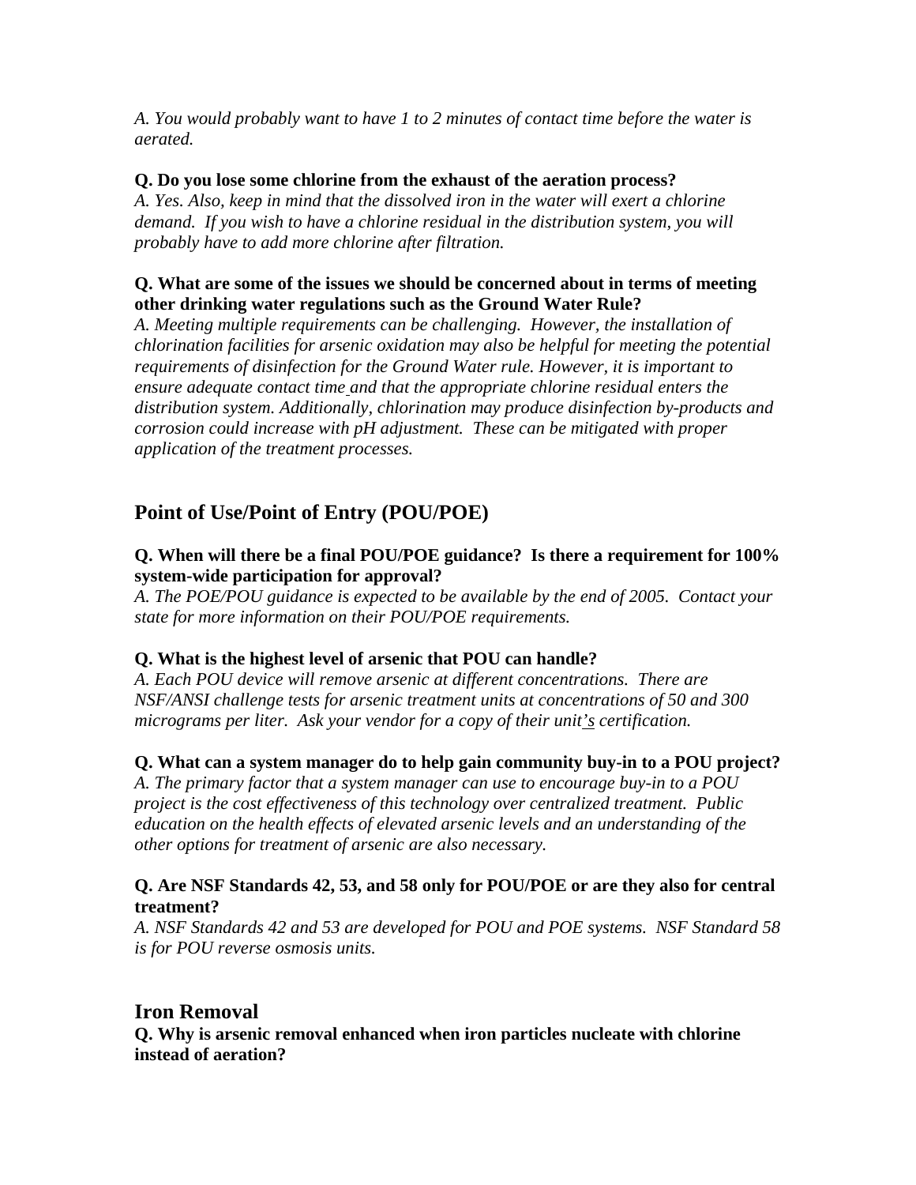*A. You would probably want to have 1 to 2 minutes of contact time before the water is aerated.*

**Q. Do you lose some chlorine from the exhaust of the aeration process?**
*A. Yes. Also, keep in mind that the dissolved iron in the water will exert a chlorine demand. If you wish to have a chlorine residual in the distribution system, you will probably have to add more chlorine after filtration.*

**Q. What are some of the issues we should be concerned about in terms of meeting other drinking water regulations such as the Ground Water Rule?**
*A. Meeting multiple requirements can be challenging. However, the installation of chlorination facilities for arsenic oxidation may also be helpful for meeting the potential requirements of disinfection for the Ground Water rule. However, it is important to ensure adequate contact time and that the appropriate chlorine residual enters the distribution system. Additionally, chlorination may produce disinfection by-products and corrosion could increase with pH adjustment. These can be mitigated with proper application of the treatment processes.*

## Point of Use/Point of Entry (POU/POE)

**Q. When will there be a final POU/POE guidance? Is there a requirement for 100% system-wide participation for approval?**
*A. The POE/POU guidance is expected to be available by the end of 2005. Contact your state for more information on their POU/POE requirements.*

**Q. What is the highest level of arsenic that POU can handle?**
*A. Each POU device will remove arsenic at different concentrations. There are NSF/ANSI challenge tests for arsenic treatment units at concentrations of 50 and 300 micrograms per liter. Ask your vendor for a copy of their unit's certification.*

**Q. What can a system manager do to help gain community buy-in to a POU project?**
*A. The primary factor that a system manager can use to encourage buy-in to a POU project is the cost effectiveness of this technology over centralized treatment. Public education on the health effects of elevated arsenic levels and an understanding of the other options for treatment of arsenic are also necessary.*

**Q. Are NSF Standards 42, 53, and 58 only for POU/POE or are they also for central treatment?**
*A. NSF Standards 42 and 53 are developed for POU and POE systems. NSF Standard 58 is for POU reverse osmosis units.*

## Iron Removal

**Q. Why is arsenic removal enhanced when iron particles nucleate with chlorine instead of aeration?**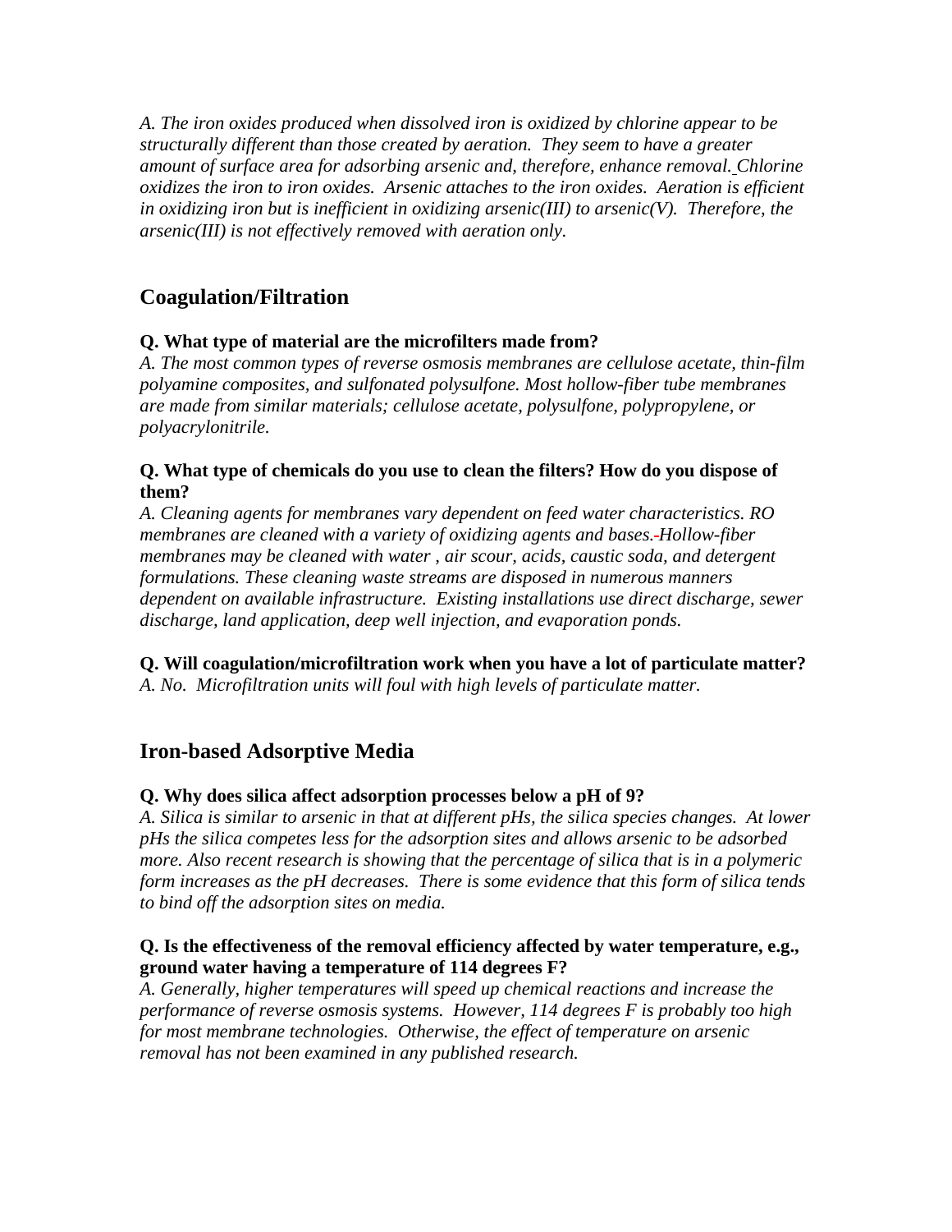*A. The iron oxides produced when dissolved iron is oxidized by chlorine appear to be structurally different than those created by aeration. They seem to have a greater amount of surface area for adsorbing arsenic and, therefore, enhance removal. Chlorine oxidizes the iron to iron oxides. Arsenic attaches to the iron oxides. Aeration is efficient in oxidizing iron but is inefficient in oxidizing arsenic(III) to arsenic(V). Therefore, the arsenic(III) is not effectively removed with aeration only.*

## Coagulation/Filtration

**Q. What type of material are the microfilters made from?**
*A. The most common types of reverse osmosis membranes are cellulose acetate, thin-film polyamine composites, and sulfonated polysulfone. Most hollow-fiber tube membranes are made from similar materials; cellulose acetate, polysulfone, polypropylene, or polyacrylonitrile.*

**Q. What type of chemicals do you use to clean the filters? How do you dispose of them?**
*A. Cleaning agents for membranes vary dependent on feed water characteristics. RO membranes are cleaned with a variety of oxidizing agents and bases. Hollow-fiber membranes may be cleaned with water , air scour, acids, caustic soda, and detergent formulations. These cleaning waste streams are disposed in numerous manners dependent on available infrastructure. Existing installations use direct discharge, sewer discharge, land application, deep well injection, and evaporation ponds.*

**Q. Will coagulation/microfiltration work when you have a lot of particulate matter?**
*A. No. Microfiltration units will foul with high levels of particulate matter.*

## Iron-based Adsorptive Media

**Q. Why does silica affect adsorption processes below a pH of 9?**
*A. Silica is similar to arsenic in that at different pHs, the silica species changes. At lower pHs the silica competes less for the adsorption sites and allows arsenic to be adsorbed more. Also recent research is showing that the percentage of silica that is in a polymeric form increases as the pH decreases. There is some evidence that this form of silica tends to bind off the adsorption sites on media.*

**Q. Is the effectiveness of the removal efficiency affected by water temperature, e.g., ground water having a temperature of 114 degrees F?**
*A. Generally, higher temperatures will speed up chemical reactions and increase the performance of reverse osmosis systems. However, 114 degrees F is probably too high for most membrane technologies. Otherwise, the effect of temperature on arsenic removal has not been examined in any published research.*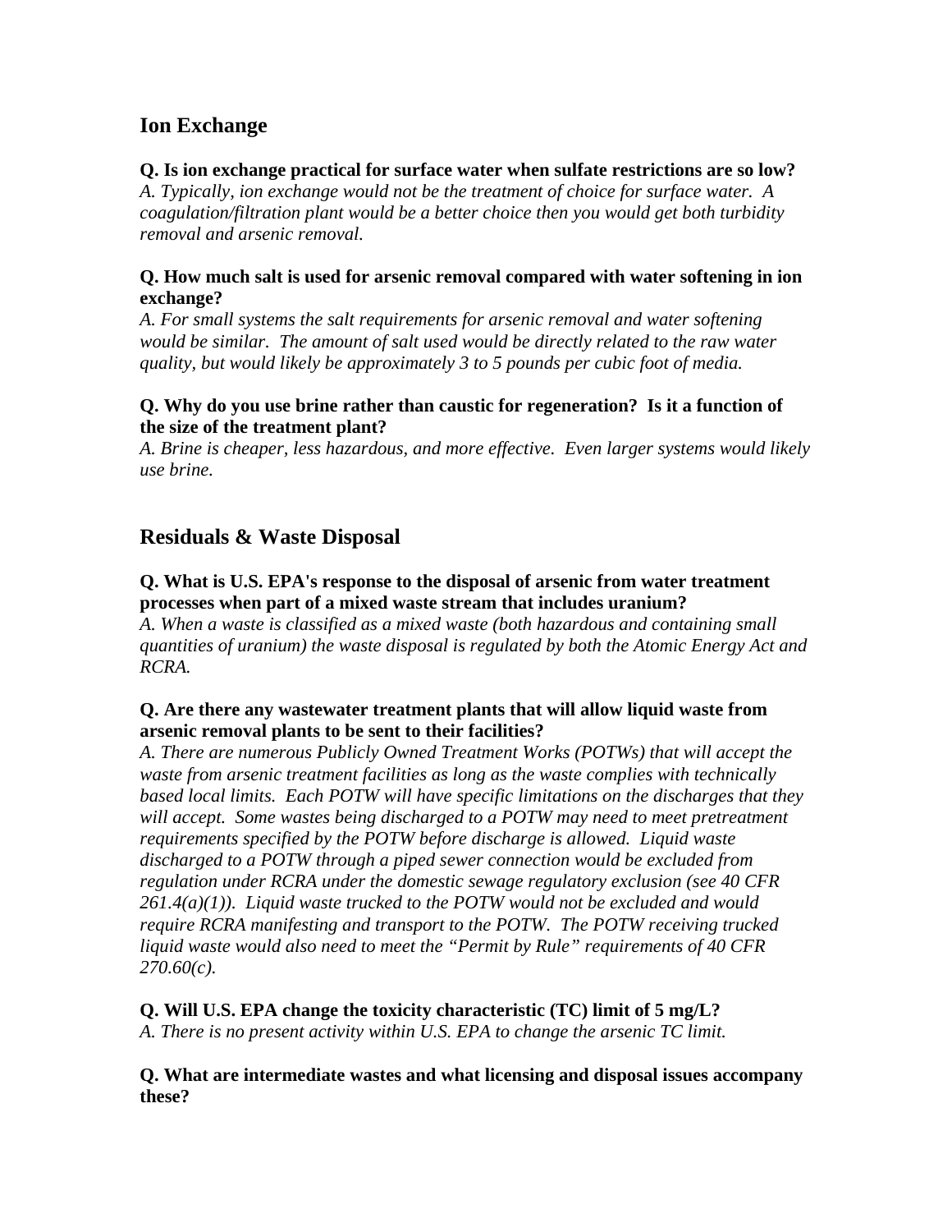## Ion Exchange

**Q. Is ion exchange practical for surface water when sulfate restrictions are so low?**
*A. Typically, ion exchange would not be the treatment of choice for surface water. A coagulation/filtration plant would be a better choice then you would get both turbidity removal and arsenic removal.*

**Q. How much salt is used for arsenic removal compared with water softening in ion exchange?**
*A. For small systems the salt requirements for arsenic removal and water softening would be similar. The amount of salt used would be directly related to the raw water quality, but would likely be approximately 3 to 5 pounds per cubic foot of media.*

**Q. Why do you use brine rather than caustic for regeneration? Is it a function of the size of the treatment plant?**
*A. Brine is cheaper, less hazardous, and more effective. Even larger systems would likely use brine.*

## Residuals & Waste Disposal

**Q. What is U.S. EPA's response to the disposal of arsenic from water treatment processes when part of a mixed waste stream that includes uranium?**
*A. When a waste is classified as a mixed waste (both hazardous and containing small quantities of uranium) the waste disposal is regulated by both the Atomic Energy Act and RCRA.*

**Q. Are there any wastewater treatment plants that will allow liquid waste from arsenic removal plants to be sent to their facilities?**
*A. There are numerous Publicly Owned Treatment Works (POTWs) that will accept the waste from arsenic treatment facilities as long as the waste complies with technically based local limits. Each POTW will have specific limitations on the discharges that they will accept. Some wastes being discharged to a POTW may need to meet pretreatment requirements specified by the POTW before discharge is allowed. Liquid waste discharged to a POTW through a piped sewer connection would be excluded from regulation under RCRA under the domestic sewage regulatory exclusion (see 40 CFR 261.4(a)(1)). Liquid waste trucked to the POTW would not be excluded and would require RCRA manifesting and transport to the POTW. The POTW receiving trucked liquid waste would also need to meet the "Permit by Rule" requirements of 40 CFR 270.60(c).*

**Q. Will U.S. EPA change the toxicity characteristic (TC) limit of 5 mg/L?**
*A. There is no present activity within U.S. EPA to change the arsenic TC limit.*

**Q. What are intermediate wastes and what licensing and disposal issues accompany these?**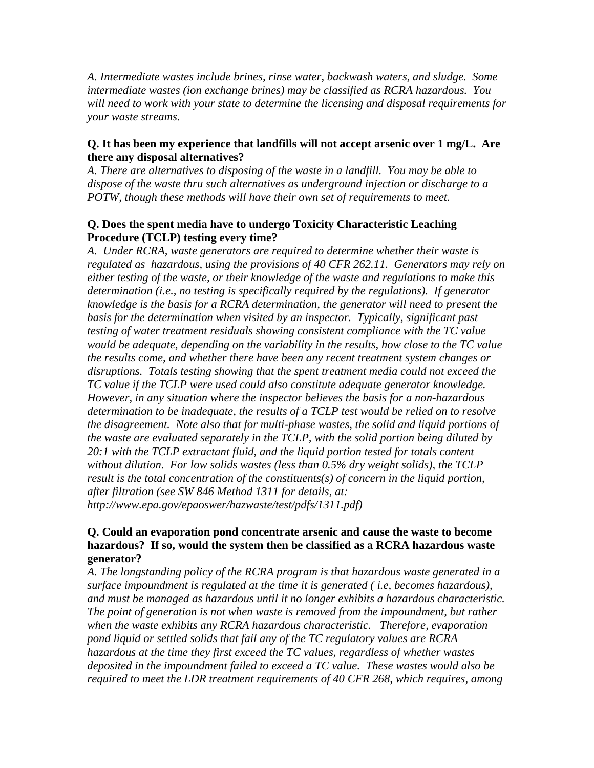*A. Intermediate wastes include brines, rinse water, backwash waters, and sludge. Some intermediate wastes (ion exchange brines) may be classified as RCRA hazardous. You will need to work with your state to determine the licensing and disposal requirements for your waste streams.*

**Q. It has been my experience that landfills will not accept arsenic over 1 mg/L. Are there any disposal alternatives?**

*A. There are alternatives to disposing of the waste in a landfill. You may be able to dispose of the waste thru such alternatives as underground injection or discharge to a POTW, though these methods will have their own set of requirements to meet.*

**Q. Does the spent media have to undergo Toxicity Characteristic Leaching Procedure (TCLP) testing every time?**

*A. Under RCRA, waste generators are required to determine whether their waste is regulated as hazardous, using the provisions of 40 CFR 262.11. Generators may rely on either testing of the waste, or their knowledge of the waste and regulations to make this determination (i.e., no testing is specifically required by the regulations). If generator knowledge is the basis for a RCRA determination, the generator will need to present the basis for the determination when visited by an inspector. Typically, significant past testing of water treatment residuals showing consistent compliance with the TC value would be adequate, depending on the variability in the results, how close to the TC value the results come, and whether there have been any recent treatment system changes or disruptions. Totals testing showing that the spent treatment media could not exceed the TC value if the TCLP were used could also constitute adequate generator knowledge. However, in any situation where the inspector believes the basis for a non-hazardous determination to be inadequate, the results of a TCLP test would be relied on to resolve the disagreement. Note also that for multi-phase wastes, the solid and liquid portions of the waste are evaluated separately in the TCLP, with the solid portion being diluted by 20:1 with the TCLP extractant fluid, and the liquid portion tested for totals content without dilution. For low solids wastes (less than 0.5% dry weight solids), the TCLP result is the total concentration of the constituents(s) of concern in the liquid portion, after filtration (see SW 846 Method 1311 for details, at: http://www.epa.gov/epaoswer/hazwaste/test/pdfs/1311.pdf)*

**Q. Could an evaporation pond concentrate arsenic and cause the waste to become hazardous? If so, would the system then be classified as a RCRA hazardous waste generator?**

*A. The longstanding policy of the RCRA program is that hazardous waste generated in a surface impoundment is regulated at the time it is generated ( i.e, becomes hazardous), and must be managed as hazardous until it no longer exhibits a hazardous characteristic. The point of generation is not when waste is removed from the impoundment, but rather when the waste exhibits any RCRA hazardous characteristic. Therefore, evaporation pond liquid or settled solids that fail any of the TC regulatory values are RCRA hazardous at the time they first exceed the TC values, regardless of whether wastes deposited in the impoundment failed to exceed a TC value. These wastes would also be required to meet the LDR treatment requirements of 40 CFR 268, which requires, among*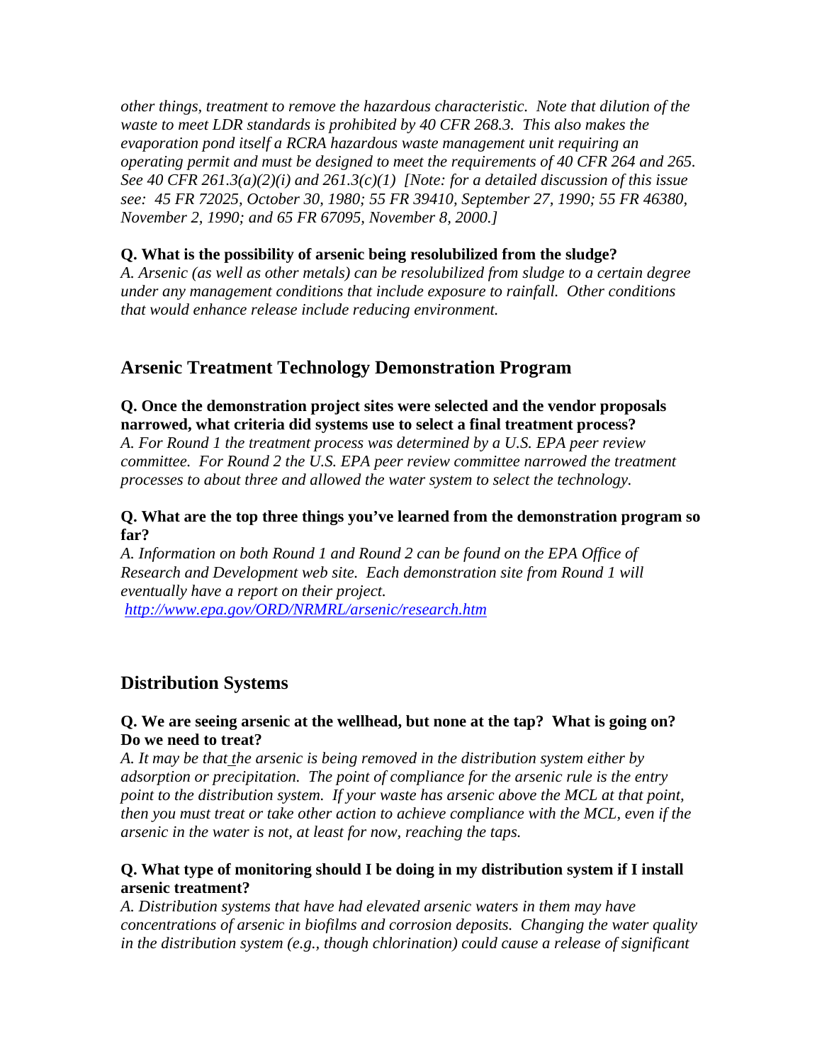*other things, treatment to remove the hazardous characteristic. Note that dilution of the waste to meet LDR standards is prohibited by 40 CFR 268.3. This also makes the evaporation pond itself a RCRA hazardous waste management unit requiring an operating permit and must be designed to meet the requirements of 40 CFR 264 and 265. See 40 CFR 261.3(a)(2)(i) and 261.3(c)(1) [Note: for a detailed discussion of this issue see: 45 FR 72025, October 30, 1980; 55 FR 39410, September 27, 1990; 55 FR 46380, November 2, 1990; and 65 FR 67095, November 8, 2000.]*

**Q. What is the possibility of arsenic being resolubilized from the sludge?**
*A. Arsenic (as well as other metals) can be resolubilized from sludge to a certain degree under any management conditions that include exposure to rainfall. Other conditions that would enhance release include reducing environment.*

## Arsenic Treatment Technology Demonstration Program

**Q. Once the demonstration project sites were selected and the vendor proposals narrowed, what criteria did systems use to select a final treatment process?**
*A. For Round 1 the treatment process was determined by a U.S. EPA peer review committee. For Round 2 the U.S. EPA peer review committee narrowed the treatment processes to about three and allowed the water system to select the technology.*

**Q. What are the top three things you've learned from the demonstration program so far?**
*A. Information on both Round 1 and Round 2 can be found on the EPA Office of Research and Development web site. Each demonstration site from Round 1 will eventually have a report on their project.*
*http://www.epa.gov/ORD/NRMRL/arsenic/research.htm*

## Distribution Systems

**Q. We are seeing arsenic at the wellhead, but none at the tap? What is going on? Do we need to treat?**
*A. It may be that the arsenic is being removed in the distribution system either by adsorption or precipitation. The point of compliance for the arsenic rule is the entry point to the distribution system. If your waste has arsenic above the MCL at that point, then you must treat or take other action to achieve compliance with the MCL, even if the arsenic in the water is not, at least for now, reaching the taps.*

**Q. What type of monitoring should I be doing in my distribution system if I install arsenic treatment?**
*A. Distribution systems that have had elevated arsenic waters in them may have concentrations of arsenic in biofilms and corrosion deposits. Changing the water quality in the distribution system (e.g., though chlorination) could cause a release of significant*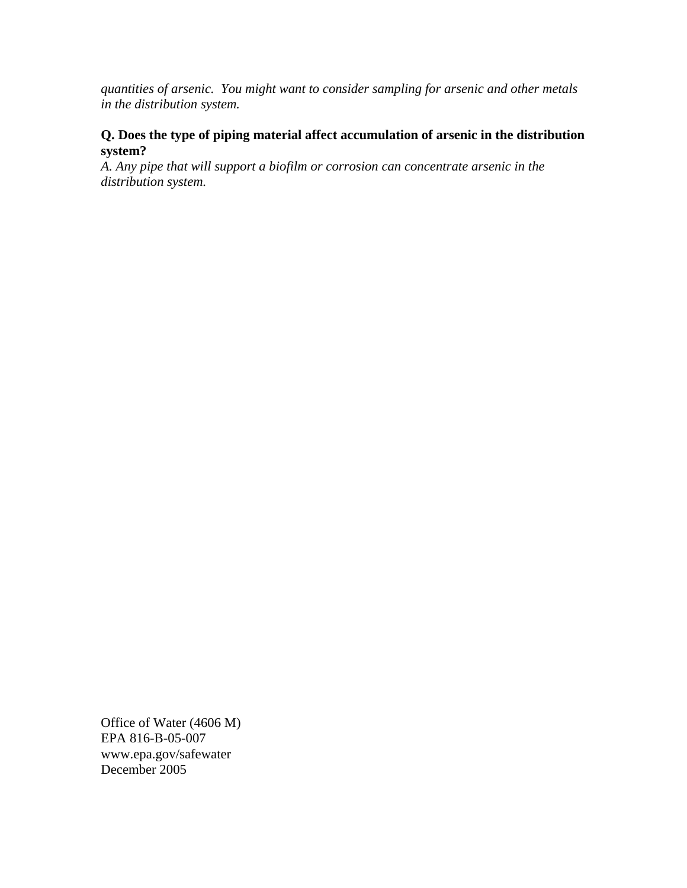*quantities of arsenic. You might want to consider sampling for arsenic and other metals in the distribution system.*

**Q. Does the type of piping material affect accumulation of arsenic in the distribution system?**

*A. Any pipe that will support a biofilm or corrosion can concentrate arsenic in the distribution system.*

Office of Water (4606 M)
EPA 816-B-05-007
www.epa.gov/safewater
December 2005